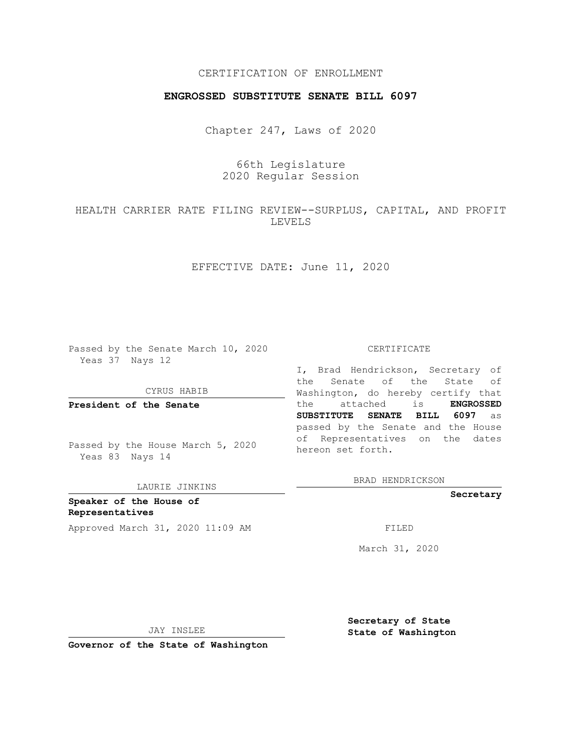CERTIFICATION OF ENROLLMENT

**ENGROSSED SUBSTITUTE SENATE BILL 6097**

Chapter 247, Laws of 2020

66th Legislature
2020 Regular Session

HEALTH CARRIER RATE FILING REVIEW--SURPLUS, CAPITAL, AND PROFIT LEVELS

EFFECTIVE DATE: June 11, 2020

Passed by the Senate March 10, 2020
Yeas 37 Nays 12

CYRUS HABIB

**President of the Senate**

Passed by the House March 5, 2020
Yeas 83 Nays 14

LAURIE JINKINS

**Speaker of the House of Representatives**

Approved March 31, 2020 11:09 AM

JAY INSLEE

**Governor of the State of Washington**

CERTIFICATE

I, Brad Hendrickson, Secretary of the Senate of the State of Washington, do hereby certify that the attached is **ENGROSSED SUBSTITUTE SENATE BILL 6097** as passed by the Senate and the House of Representatives on the dates hereon set forth.

BRAD HENDRICKSON

**Secretary**

FILED

March 31, 2020

**Secretary of State**
**State of Washington**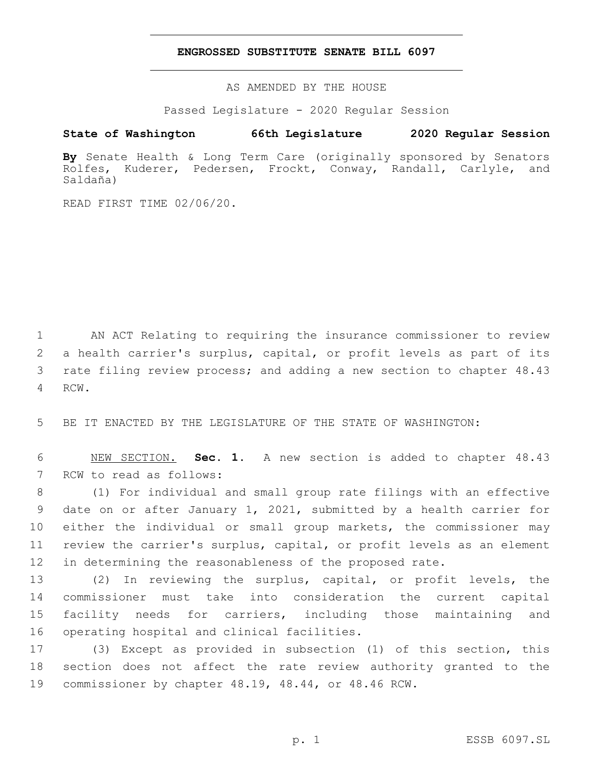# ENGROSSED SUBSTITUTE SENATE BILL 6097

AS AMENDED BY THE HOUSE

Passed Legislature - 2020 Regular Session

**State of Washington 66th Legislature 2020 Regular Session**

**By** Senate Health & Long Term Care (originally sponsored by Senators Rolfes, Kuderer, Pedersen, Frockt, Conway, Randall, Carlyle, and Saldaña)

READ FIRST TIME 02/06/20.

AN ACT Relating to requiring the insurance commissioner to review a health carrier's surplus, capital, or profit levels as part of its rate filing review process; and adding a new section to chapter 48.43 RCW.

BE IT ENACTED BY THE LEGISLATURE OF THE STATE OF WASHINGTON:

NEW SECTION. **Sec. 1.** A new section is added to chapter 48.43 RCW to read as follows:

(1) For individual and small group rate filings with an effective date on or after January 1, 2021, submitted by a health carrier for either the individual or small group markets, the commissioner may review the carrier's surplus, capital, or profit levels as an element in determining the reasonableness of the proposed rate.

(2) In reviewing the surplus, capital, or profit levels, the commissioner must take into consideration the current capital facility needs for carriers, including those maintaining and operating hospital and clinical facilities.

(3) Except as provided in subsection (1) of this section, this section does not affect the rate review authority granted to the commissioner by chapter 48.19, 48.44, or 48.46 RCW.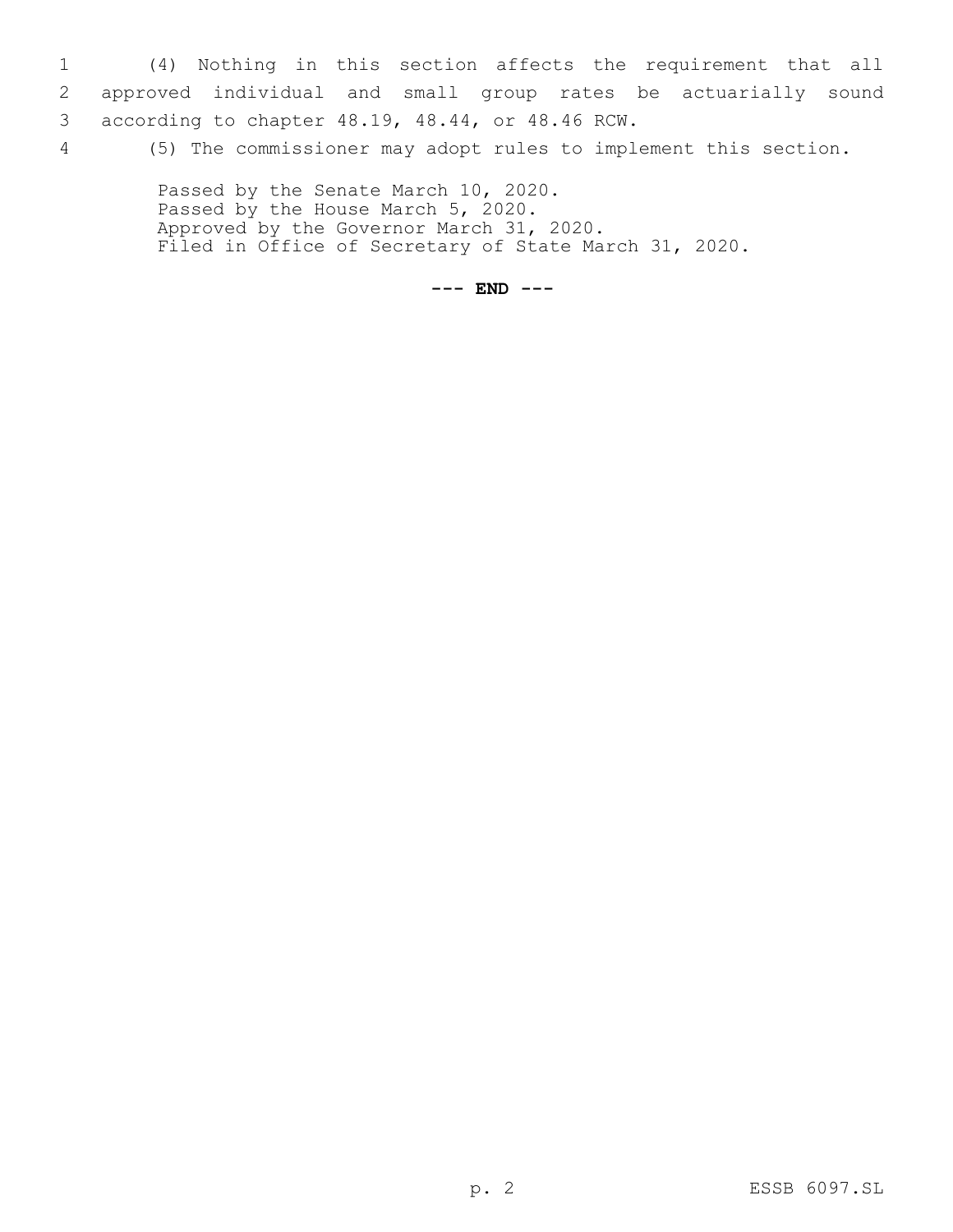(4) Nothing in this section affects the requirement that all approved individual and small group rates be actuarially sound according to chapter 48.19, 48.44, or 48.46 RCW.

(5) The commissioner may adopt rules to implement this section.

Passed by the Senate March 10, 2020.
Passed by the House March 5, 2020.
Approved by the Governor March 31, 2020.
Filed in Office of Secretary of State March 31, 2020.

**--- END ---**